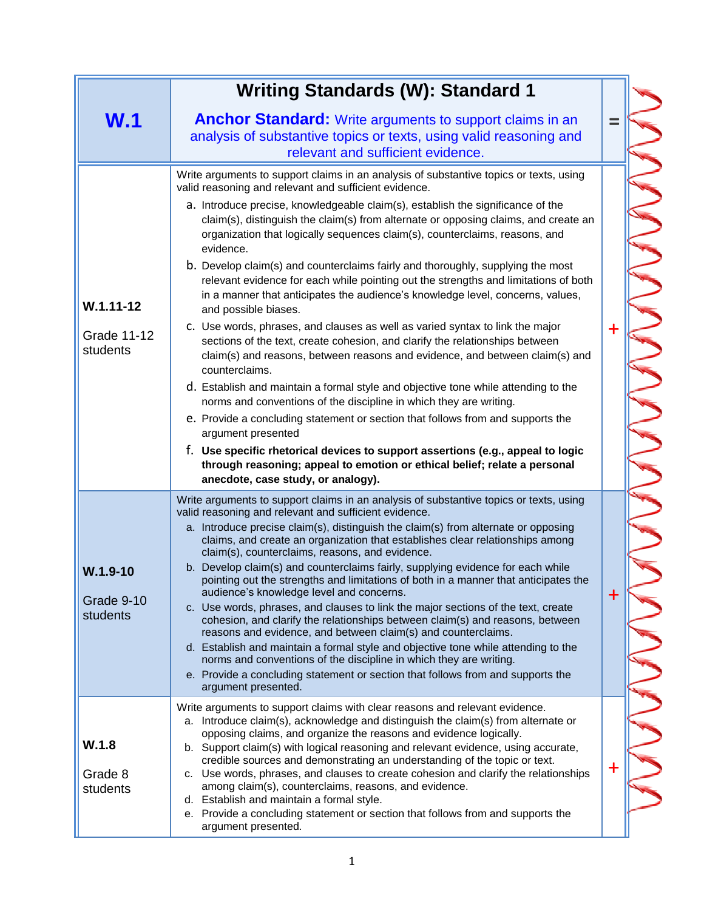| W.1 | Writing Standards (W): Standard 1<br>**Anchor Standard:** Write arguments to support claims in an analysis of substantive topics or texts, using valid reasoning and relevant and sufficient evidence. | = |
|---|---|---|
| **W.1.11-12**<br>Grade 11-12 students | Write arguments to support claims in an analysis of substantive topics or texts, using valid reasoning and relevant and sufficient evidence.<br>a. Introduce precise, knowledgeable claim(s), establish the significance of the claim(s), distinguish the claim(s) from alternate or opposing claims, and create an organization that logically sequences claim(s), counterclaims, reasons, and evidence.<br>b. Develop claim(s) and counterclaims fairly and thoroughly, supplying the most relevant evidence for each while pointing out the strengths and limitations of both in a manner that anticipates the audience's knowledge level, concerns, values, and possible biases.<br>c. Use words, phrases, and clauses as well as varied syntax to link the major sections of the text, create cohesion, and clarify the relationships between claim(s) and reasons, between reasons and evidence, and between claim(s) and counterclaims.<br>d. Establish and maintain a formal style and objective tone while attending to the norms and conventions of the discipline in which they are writing.<br>e. Provide a concluding statement or section that follows from and supports the argument presented<br>f. **Use specific rhetorical devices to support assertions (e.g., appeal to logic through reasoning; appeal to emotion or ethical belief; relate a personal anecdote, case study, or analogy).** | + |
| **W.1.9-10**<br>Grade 9-10 students | Write arguments to support claims in an analysis of substantive topics or texts, using valid reasoning and relevant and sufficient evidence.<br>a. Introduce precise claim(s), distinguish the claim(s) from alternate or opposing claims, and create an organization that establishes clear relationships among claim(s), counterclaims, reasons, and evidence.<br>b. Develop claim(s) and counterclaims fairly, supplying evidence for each while pointing out the strengths and limitations of both in a manner that anticipates the audience's knowledge level and concerns.<br>c. Use words, phrases, and clauses to link the major sections of the text, create cohesion, and clarify the relationships between claim(s) and reasons, between reasons and evidence, and between claim(s) and counterclaims.<br>d. Establish and maintain a formal style and objective tone while attending to the norms and conventions of the discipline in which they are writing.<br>e. Provide a concluding statement or section that follows from and supports the argument presented. | + |
| **W.1.8**<br>Grade 8 students | Write arguments to support claims with clear reasons and relevant evidence.<br>a. Introduce claim(s), acknowledge and distinguish the claim(s) from alternate or opposing claims, and organize the reasons and evidence logically.<br>b. Support claim(s) with logical reasoning and relevant evidence, using accurate, credible sources and demonstrating an understanding of the topic or text.<br>c. Use words, phrases, and clauses to create cohesion and clarify the relationships among claim(s), counterclaims, reasons, and evidence.<br>d. Establish and maintain a formal style.<br>e. Provide a concluding statement or section that follows from and supports the argument presented. | + |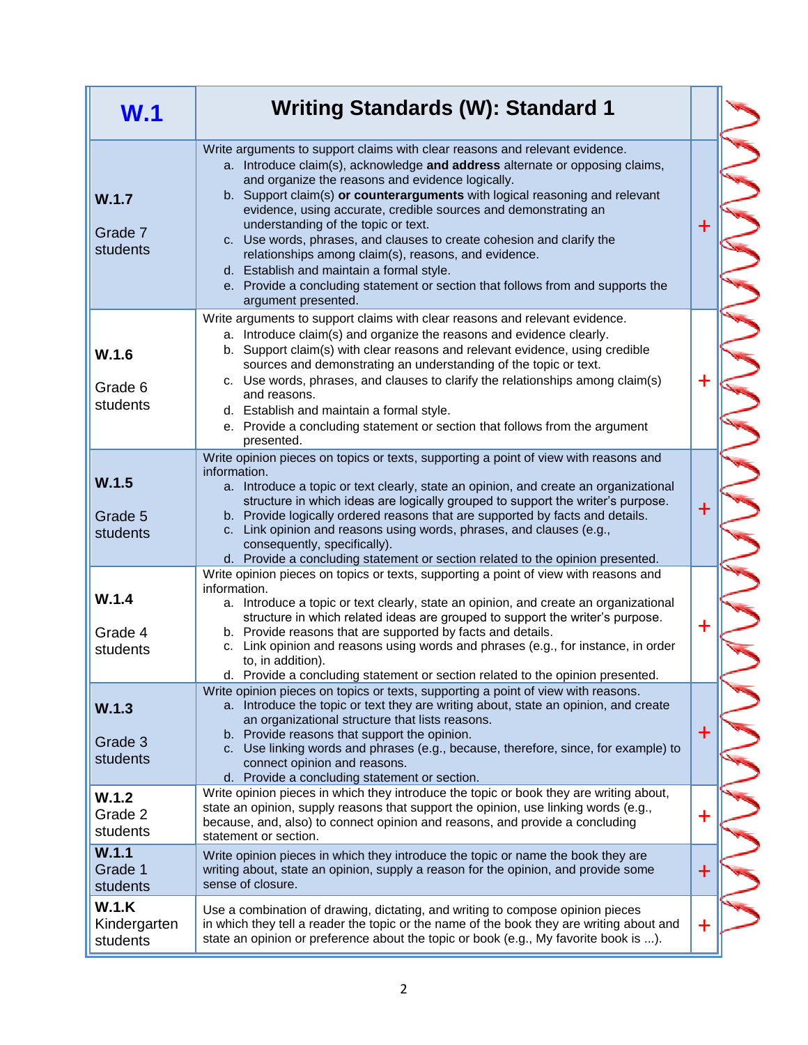| W.1 | Writing Standards (W): Standard 1 | |
|---|---|---|
| **W.1.7** Grade 7 students | Write arguments to support claims with clear reasons and relevant evidence.<br>a. Introduce claim(s), acknowledge **and address** alternate or opposing claims, and organize the reasons and evidence logically.<br>b. Support claim(s) **or counterarguments** with logical reasoning and relevant evidence, using accurate, credible sources and demonstrating an understanding of the topic or text.<br>c. Use words, phrases, and clauses to create cohesion and clarify the relationships among claim(s), reasons, and evidence.<br>d. Establish and maintain a formal style.<br>e. Provide a concluding statement or section that follows from and supports the argument presented. | + |
| **W.1.6** Grade 6 students | Write arguments to support claims with clear reasons and relevant evidence.<br>a. Introduce claim(s) and organize the reasons and evidence clearly.<br>b. Support claim(s) with clear reasons and relevant evidence, using credible sources and demonstrating an understanding of the topic or text.<br>c. Use words, phrases, and clauses to clarify the relationships among claim(s) and reasons.<br>d. Establish and maintain a formal style.<br>e. Provide a concluding statement or section that follows from the argument presented. | + |
| **W.1.5** Grade 5 students | Write opinion pieces on topics or texts, supporting a point of view with reasons and information.<br>a. Introduce a topic or text clearly, state an opinion, and create an organizational structure in which ideas are logically grouped to support the writer's purpose.<br>b. Provide logically ordered reasons that are supported by facts and details.<br>c. Link opinion and reasons using words, phrases, and clauses (e.g., consequently, specifically).<br>d. Provide a concluding statement or section related to the opinion presented. | + |
| **W.1.4** Grade 4 students | Write opinion pieces on topics or texts, supporting a point of view with reasons and information.<br>a. Introduce a topic or text clearly, state an opinion, and create an organizational structure in which related ideas are grouped to support the writer's purpose.<br>b. Provide reasons that are supported by facts and details.<br>c. Link opinion and reasons using words and phrases (e.g., for instance, in order to, in addition).<br>d. Provide a concluding statement or section related to the opinion presented. | + |
| **W.1.3** Grade 3 students | Write opinion pieces on topics or texts, supporting a point of view with reasons.<br>a. Introduce the topic or text they are writing about, state an opinion, and create an organizational structure that lists reasons.<br>b. Provide reasons that support the opinion.<br>c. Use linking words and phrases (e.g., because, therefore, since, for example) to connect opinion and reasons.<br>d. Provide a concluding statement or section. | + |
| **W.1.2** Grade 2 students | Write opinion pieces in which they introduce the topic or book they are writing about, state an opinion, supply reasons that support the opinion, use linking words (e.g., because, and, also) to connect opinion and reasons, and provide a concluding statement or section. | + |
| **W.1.1** Grade 1 students | Write opinion pieces in which they introduce the topic or name the book they are writing about, state an opinion, supply a reason for the opinion, and provide some sense of closure. | + |
| **W.1.K** Kindergarten students | Use a combination of drawing, dictating, and writing to compose opinion pieces in which they tell a reader the topic or the name of the book they are writing about and state an opinion or preference about the topic or book (e.g., My favorite book is ...). | + |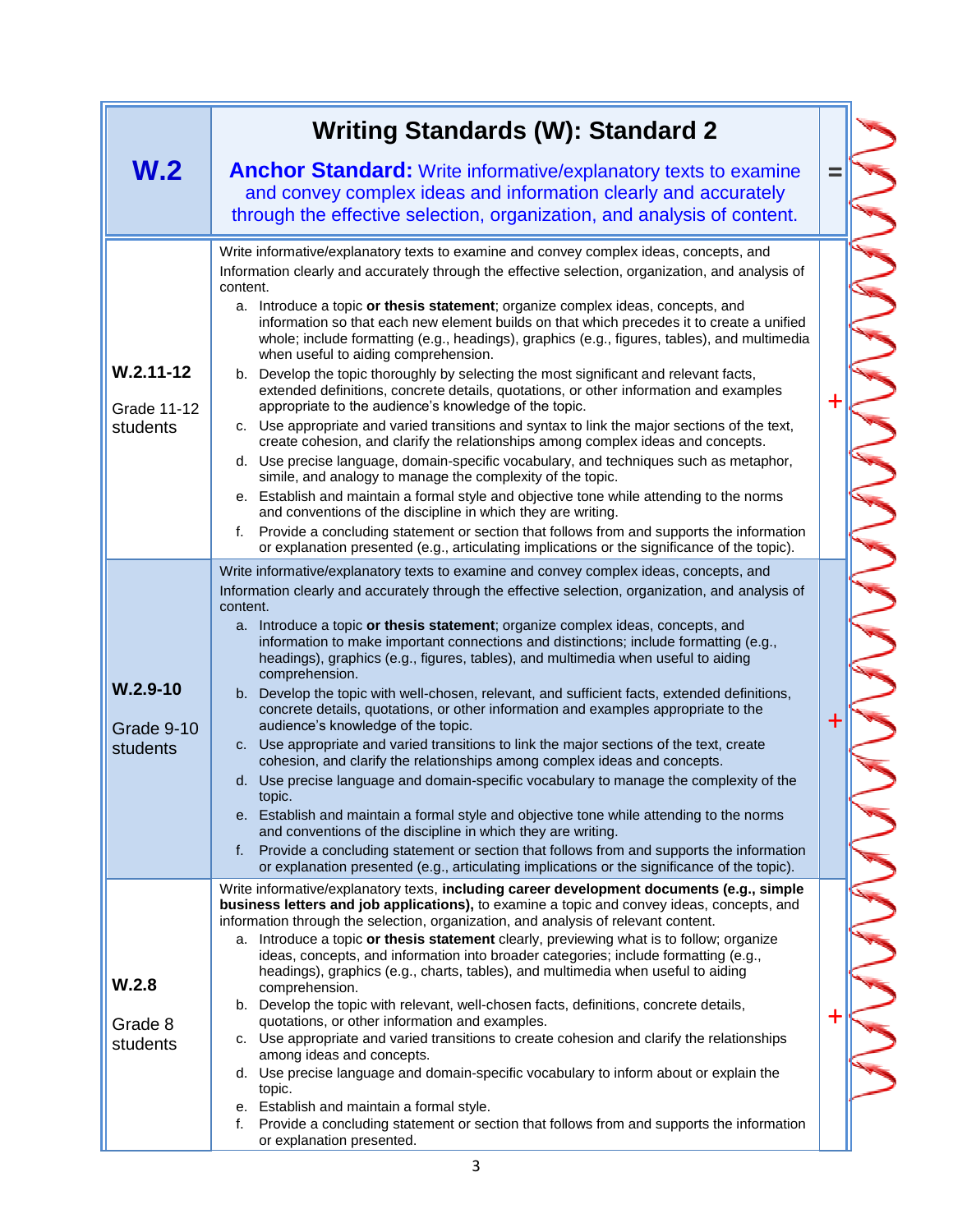| W.2 | **Writing Standards (W): Standard 2**<br><br>**Anchor Standard:** Write informative/explanatory texts to examine and convey complex ideas and information clearly and accurately through the effective selection, organization, and analysis of content. | = |
|---|---|---|
| **W.2.11-12**<br><br>Grade 11-12 students | Write informative/explanatory texts to examine and convey complex ideas, concepts, and Information clearly and accurately through the effective selection, organization, and analysis of content.<br>a. Introduce a topic **or thesis statement**; organize complex ideas, concepts, and information so that each new element builds on that which precedes it to create a unified whole; include formatting (e.g., headings), graphics (e.g., figures, tables), and multimedia when useful to aiding comprehension.<br>b. Develop the topic thoroughly by selecting the most significant and relevant facts, extended definitions, concrete details, quotations, or other information and examples appropriate to the audience's knowledge of the topic.<br>c. Use appropriate and varied transitions and syntax to link the major sections of the text, create cohesion, and clarify the relationships among complex ideas and concepts.<br>d. Use precise language, domain-specific vocabulary, and techniques such as metaphor, simile, and analogy to manage the complexity of the topic.<br>e. Establish and maintain a formal style and objective tone while attending to the norms and conventions of the discipline in which they are writing.<br>f. Provide a concluding statement or section that follows from and supports the information or explanation presented (e.g., articulating implications or the significance of the topic). | + |
| **W.2.9-10**<br><br>Grade 9-10 students | Write informative/explanatory texts to examine and convey complex ideas, concepts, and Information clearly and accurately through the effective selection, organization, and analysis of content.<br>a. Introduce a topic **or thesis statement**; organize complex ideas, concepts, and information to make important connections and distinctions; include formatting (e.g., headings), graphics (e.g., figures, tables), and multimedia when useful to aiding comprehension.<br>b. Develop the topic with well-chosen, relevant, and sufficient facts, extended definitions, concrete details, quotations, or other information and examples appropriate to the audience's knowledge of the topic.<br>c. Use appropriate and varied transitions to link the major sections of the text, create cohesion, and clarify the relationships among complex ideas and concepts.<br>d. Use precise language and domain-specific vocabulary to manage the complexity of the topic.<br>e. Establish and maintain a formal style and objective tone while attending to the norms and conventions of the discipline in which they are writing.<br>f. Provide a concluding statement or section that follows from and supports the information or explanation presented (e.g., articulating implications or the significance of the topic). | + |
| **W.2.8**<br><br>Grade 8 students | Write informative/explanatory texts, **including career development documents (e.g., simple business letters and job applications),** to examine a topic and convey ideas, concepts, and information through the selection, organization, and analysis of relevant content.<br>a. Introduce a topic **or thesis statement** clearly, previewing what is to follow; organize ideas, concepts, and information into broader categories; include formatting (e.g., headings), graphics (e.g., charts, tables), and multimedia when useful to aiding comprehension.<br>b. Develop the topic with relevant, well-chosen facts, definitions, concrete details, quotations, or other information and examples.<br>c. Use appropriate and varied transitions to create cohesion and clarify the relationships among ideas and concepts.<br>d. Use precise language and domain-specific vocabulary to inform about or explain the topic.<br>e. Establish and maintain a formal style.<br>f. Provide a concluding statement or section that follows from and supports the information or explanation presented. | + |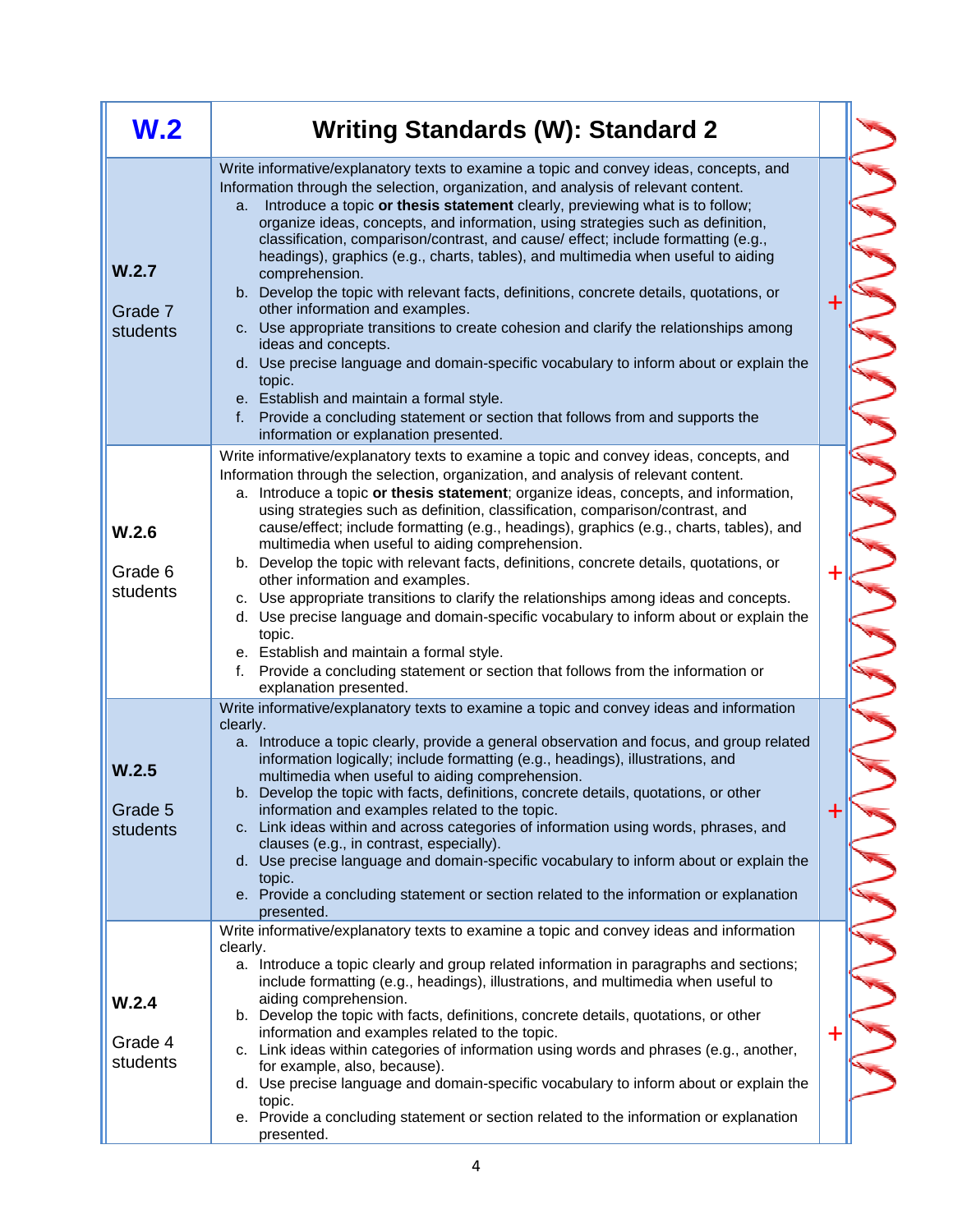| W.2 | Writing Standards (W): Standard 2 | |
|---|---|---|
| **W.2.7**<br><br>Grade 7 students | Write informative/explanatory texts to examine a topic and convey ideas, concepts, and Information through the selection, organization, and analysis of relevant content.<br>a. Introduce a topic **or thesis statement** clearly, previewing what is to follow; organize ideas, concepts, and information, using strategies such as definition, classification, comparison/contrast, and cause/ effect; include formatting (e.g., headings), graphics (e.g., charts, tables), and multimedia when useful to aiding comprehension.<br>b. Develop the topic with relevant facts, definitions, concrete details, quotations, or other information and examples.<br>c. Use appropriate transitions to create cohesion and clarify the relationships among ideas and concepts.<br>d. Use precise language and domain-specific vocabulary to inform about or explain the topic.<br>e. Establish and maintain a formal style.<br>f. Provide a concluding statement or section that follows from and supports the information or explanation presented. | + |
| **W.2.6**<br><br>Grade 6 students | Write informative/explanatory texts to examine a topic and convey ideas, concepts, and Information through the selection, organization, and analysis of relevant content.<br>a. Introduce a topic **or thesis statement**; organize ideas, concepts, and information, using strategies such as definition, classification, comparison/contrast, and cause/effect; include formatting (e.g., headings), graphics (e.g., charts, tables), and multimedia when useful to aiding comprehension.<br>b. Develop the topic with relevant facts, definitions, concrete details, quotations, or other information and examples.<br>c. Use appropriate transitions to clarify the relationships among ideas and concepts.<br>d. Use precise language and domain-specific vocabulary to inform about or explain the topic.<br>e. Establish and maintain a formal style.<br>f. Provide a concluding statement or section that follows from the information or explanation presented. | + |
| **W.2.5**<br><br>Grade 5 students | Write informative/explanatory texts to examine a topic and convey ideas and information clearly.<br>a. Introduce a topic clearly, provide a general observation and focus, and group related information logically; include formatting (e.g., headings), illustrations, and multimedia when useful to aiding comprehension.<br>b. Develop the topic with facts, definitions, concrete details, quotations, or other information and examples related to the topic.<br>c. Link ideas within and across categories of information using words, phrases, and clauses (e.g., in contrast, especially).<br>d. Use precise language and domain-specific vocabulary to inform about or explain the topic.<br>e. Provide a concluding statement or section related to the information or explanation presented. | + |
| **W.2.4**<br><br>Grade 4 students | Write informative/explanatory texts to examine a topic and convey ideas and information clearly.<br>a. Introduce a topic clearly and group related information in paragraphs and sections; include formatting (e.g., headings), illustrations, and multimedia when useful to aiding comprehension.<br>b. Develop the topic with facts, definitions, concrete details, quotations, or other information and examples related to the topic.<br>c. Link ideas within categories of information using words and phrases (e.g., another, for example, also, because).<br>d. Use precise language and domain-specific vocabulary to inform about or explain the topic.<br>e. Provide a concluding statement or section related to the information or explanation presented. | + |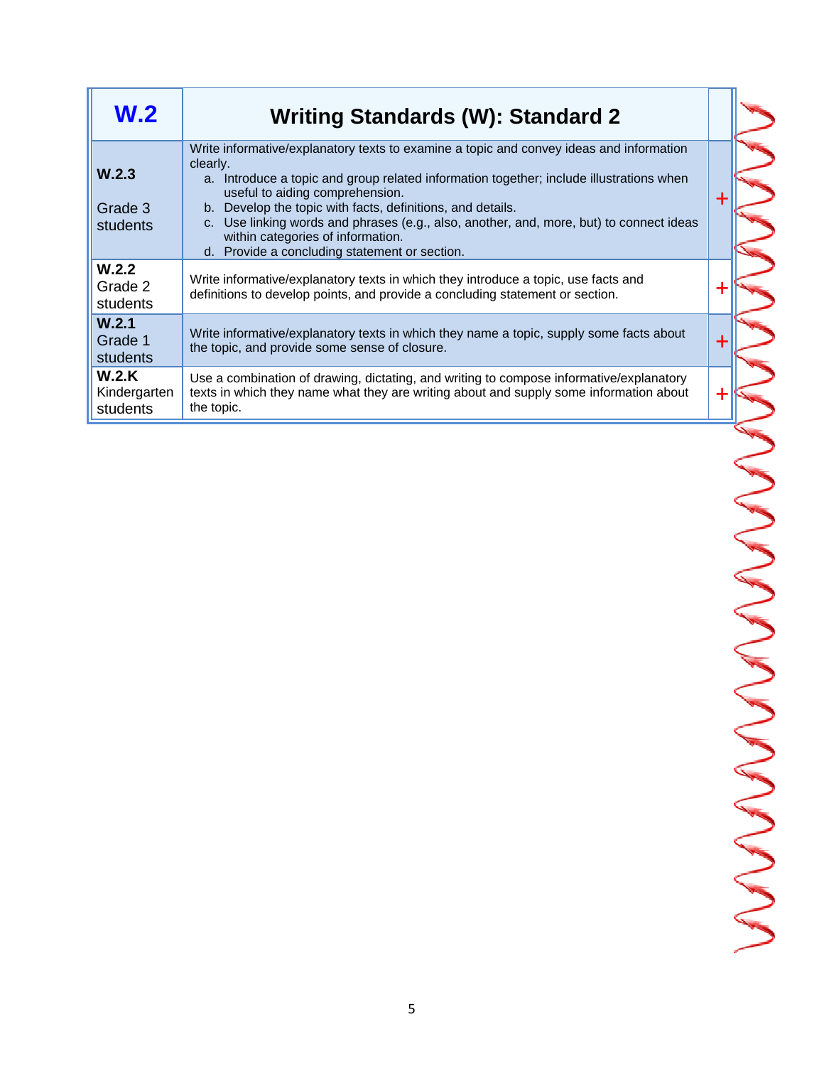| W.2 | Writing Standards (W): Standard 2 | |
|---|---|---|
| **W.2.3**<br><br>Grade 3 students | Write informative/explanatory texts to examine a topic and convey ideas and information clearly.<br>a. Introduce a topic and group related information together; include illustrations when useful to aiding comprehension.<br>b. Develop the topic with facts, definitions, and details.<br>c. Use linking words and phrases (e.g., also, another, and, more, but) to connect ideas within categories of information.<br>d. Provide a concluding statement or section. | + |
| **W.2.2**<br>Grade 2 students | Write informative/explanatory texts in which they introduce a topic, use facts and definitions to develop points, and provide a concluding statement or section. | + |
| **W.2.1**<br>Grade 1 students | Write informative/explanatory texts in which they name a topic, supply some facts about the topic, and provide some sense of closure. | + |
| **W.2.K**<br>Kindergarten students | Use a combination of drawing, dictating, and writing to compose informative/explanatory texts in which they name what they are writing about and supply some information about the topic. | + |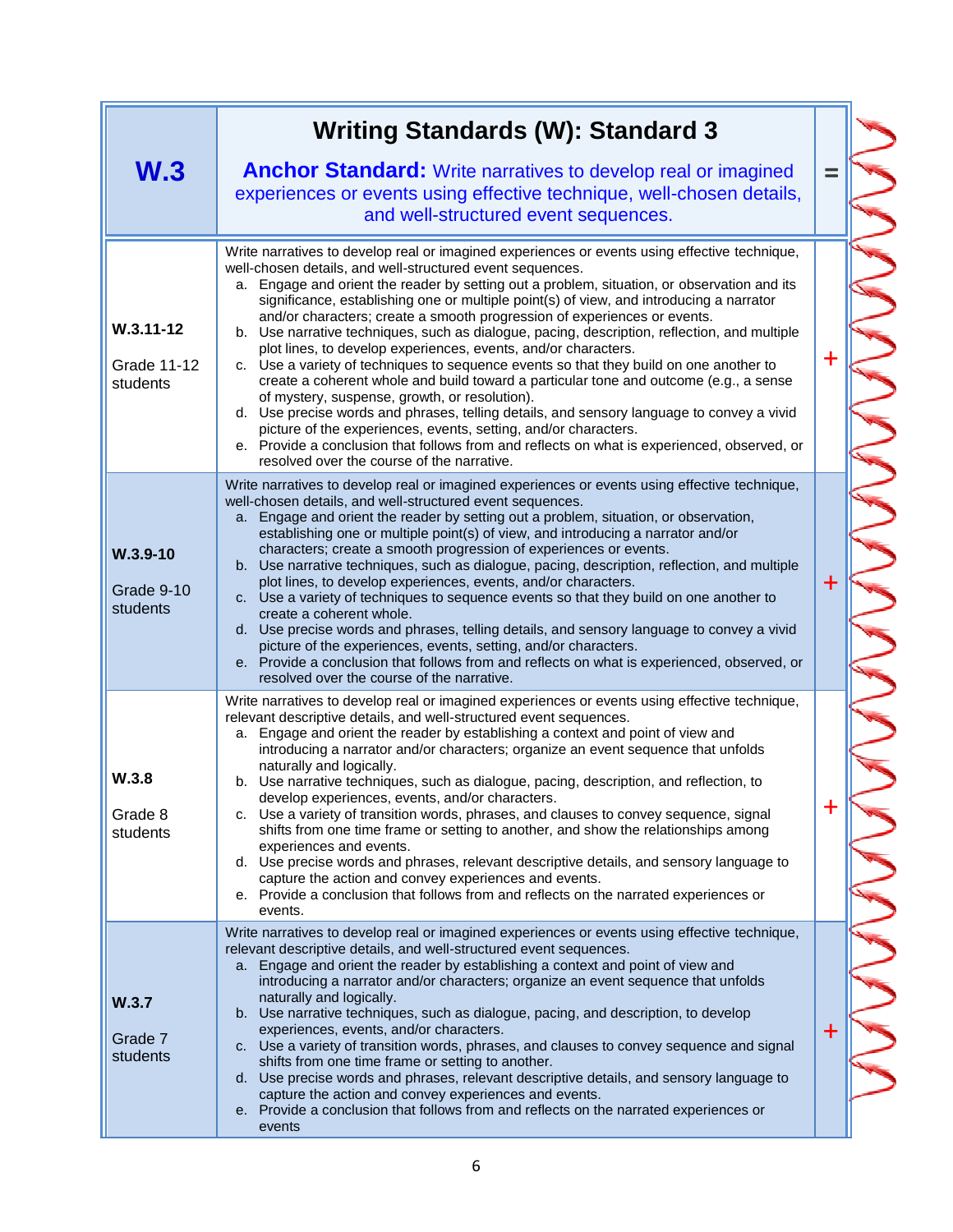| W.3 | **Writing Standards (W): Standard 3**<br><br>**Anchor Standard:** Write narratives to develop real or imagined experiences or events using effective technique, well-chosen details, and well-structured event sequences. | = |
|---|---|---|
| **W.3.11-12**<br><br>Grade 11-12 students | Write narratives to develop real or imagined experiences or events using effective technique, well-chosen details, and well-structured event sequences.<br>a. Engage and orient the reader by setting out a problem, situation, or observation and its significance, establishing one or multiple point(s) of view, and introducing a narrator and/or characters; create a smooth progression of experiences or events.<br>b. Use narrative techniques, such as dialogue, pacing, description, reflection, and multiple plot lines, to develop experiences, events, and/or characters.<br>c. Use a variety of techniques to sequence events so that they build on one another to create a coherent whole and build toward a particular tone and outcome (e.g., a sense of mystery, suspense, growth, or resolution).<br>d. Use precise words and phrases, telling details, and sensory language to convey a vivid picture of the experiences, events, setting, and/or characters.<br>e. Provide a conclusion that follows from and reflects on what is experienced, observed, or resolved over the course of the narrative. | + |
| **W.3.9-10**<br><br>Grade 9-10 students | Write narratives to develop real or imagined experiences or events using effective technique, well-chosen details, and well-structured event sequences.<br>a. Engage and orient the reader by setting out a problem, situation, or observation, establishing one or multiple point(s) of view, and introducing a narrator and/or characters; create a smooth progression of experiences or events.<br>b. Use narrative techniques, such as dialogue, pacing, description, reflection, and multiple plot lines, to develop experiences, events, and/or characters.<br>c. Use a variety of techniques to sequence events so that they build on one another to create a coherent whole.<br>d. Use precise words and phrases, telling details, and sensory language to convey a vivid picture of the experiences, events, setting, and/or characters.<br>e. Provide a conclusion that follows from and reflects on what is experienced, observed, or resolved over the course of the narrative. | + |
| **W.3.8**<br><br>Grade 8 students | Write narratives to develop real or imagined experiences or events using effective technique, relevant descriptive details, and well-structured event sequences.<br>a. Engage and orient the reader by establishing a context and point of view and introducing a narrator and/or characters; organize an event sequence that unfolds naturally and logically.<br>b. Use narrative techniques, such as dialogue, pacing, description, and reflection, to develop experiences, events, and/or characters.<br>c. Use a variety of transition words, phrases, and clauses to convey sequence, signal shifts from one time frame or setting to another, and show the relationships among experiences and events.<br>d. Use precise words and phrases, relevant descriptive details, and sensory language to capture the action and convey experiences and events.<br>e. Provide a conclusion that follows from and reflects on the narrated experiences or events. | + |
| **W.3.7**<br><br>Grade 7 students | Write narratives to develop real or imagined experiences or events using effective technique, relevant descriptive details, and well-structured event sequences.<br>a. Engage and orient the reader by establishing a context and point of view and introducing a narrator and/or characters; organize an event sequence that unfolds naturally and logically.<br>b. Use narrative techniques, such as dialogue, pacing, and description, to develop experiences, events, and/or characters.<br>c. Use a variety of transition words, phrases, and clauses to convey sequence and signal shifts from one time frame or setting to another.<br>d. Use precise words and phrases, relevant descriptive details, and sensory language to capture the action and convey experiences and events.<br>e. Provide a conclusion that follows from and reflects on the narrated experiences or events | + |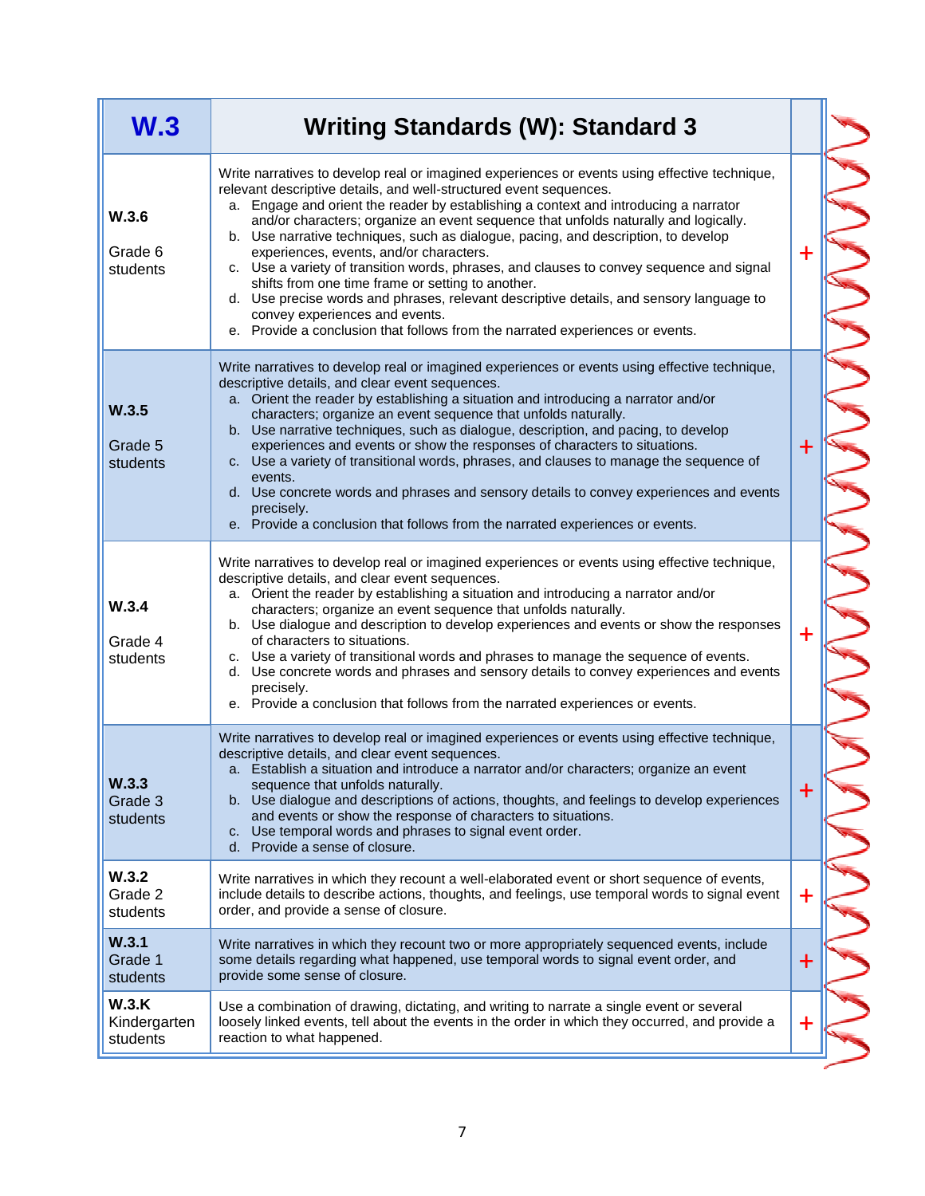| W.3 | Writing Standards (W): Standard 3 | |
|---|---|---|
| **W.3.6**<br><br>Grade 6 students | Write narratives to develop real or imagined experiences or events using effective technique, relevant descriptive details, and well-structured event sequences.<br>a. Engage and orient the reader by establishing a context and introducing a narrator and/or characters; organize an event sequence that unfolds naturally and logically.<br>b. Use narrative techniques, such as dialogue, pacing, and description, to develop experiences, events, and/or characters.<br>c. Use a variety of transition words, phrases, and clauses to convey sequence and signal shifts from one time frame or setting to another.<br>d. Use precise words and phrases, relevant descriptive details, and sensory language to convey experiences and events.<br>e. Provide a conclusion that follows from the narrated experiences or events. | + |
| **W.3.5**<br><br>Grade 5 students | Write narratives to develop real or imagined experiences or events using effective technique, descriptive details, and clear event sequences.<br>a. Orient the reader by establishing a situation and introducing a narrator and/or characters; organize an event sequence that unfolds naturally.<br>b. Use narrative techniques, such as dialogue, description, and pacing, to develop experiences and events or show the responses of characters to situations.<br>c. Use a variety of transitional words, phrases, and clauses to manage the sequence of events.<br>d. Use concrete words and phrases and sensory details to convey experiences and events precisely.<br>e. Provide a conclusion that follows from the narrated experiences or events. | + |
| **W.3.4**<br><br>Grade 4 students | Write narratives to develop real or imagined experiences or events using effective technique, descriptive details, and clear event sequences.<br>a. Orient the reader by establishing a situation and introducing a narrator and/or characters; organize an event sequence that unfolds naturally.<br>b. Use dialogue and description to develop experiences and events or show the responses of characters to situations.<br>c. Use a variety of transitional words and phrases to manage the sequence of events.<br>d. Use concrete words and phrases and sensory details to convey experiences and events precisely.<br>e. Provide a conclusion that follows from the narrated experiences or events. | + |
| **W.3.3**<br>Grade 3 students | Write narratives to develop real or imagined experiences or events using effective technique, descriptive details, and clear event sequences.<br>a. Establish a situation and introduce a narrator and/or characters; organize an event sequence that unfolds naturally.<br>b. Use dialogue and descriptions of actions, thoughts, and feelings to develop experiences and events or show the response of characters to situations.<br>c. Use temporal words and phrases to signal event order.<br>d. Provide a sense of closure. | + |
| **W.3.2**<br>Grade 2 students | Write narratives in which they recount a well-elaborated event or short sequence of events, include details to describe actions, thoughts, and feelings, use temporal words to signal event order, and provide a sense of closure. | + |
| **W.3.1**<br>Grade 1 students | Write narratives in which they recount two or more appropriately sequenced events, include some details regarding what happened, use temporal words to signal event order, and provide some sense of closure. | + |
| **W.3.K**<br>Kindergarten students | Use a combination of drawing, dictating, and writing to narrate a single event or several loosely linked events, tell about the events in the order in which they occurred, and provide a reaction to what happened. | + |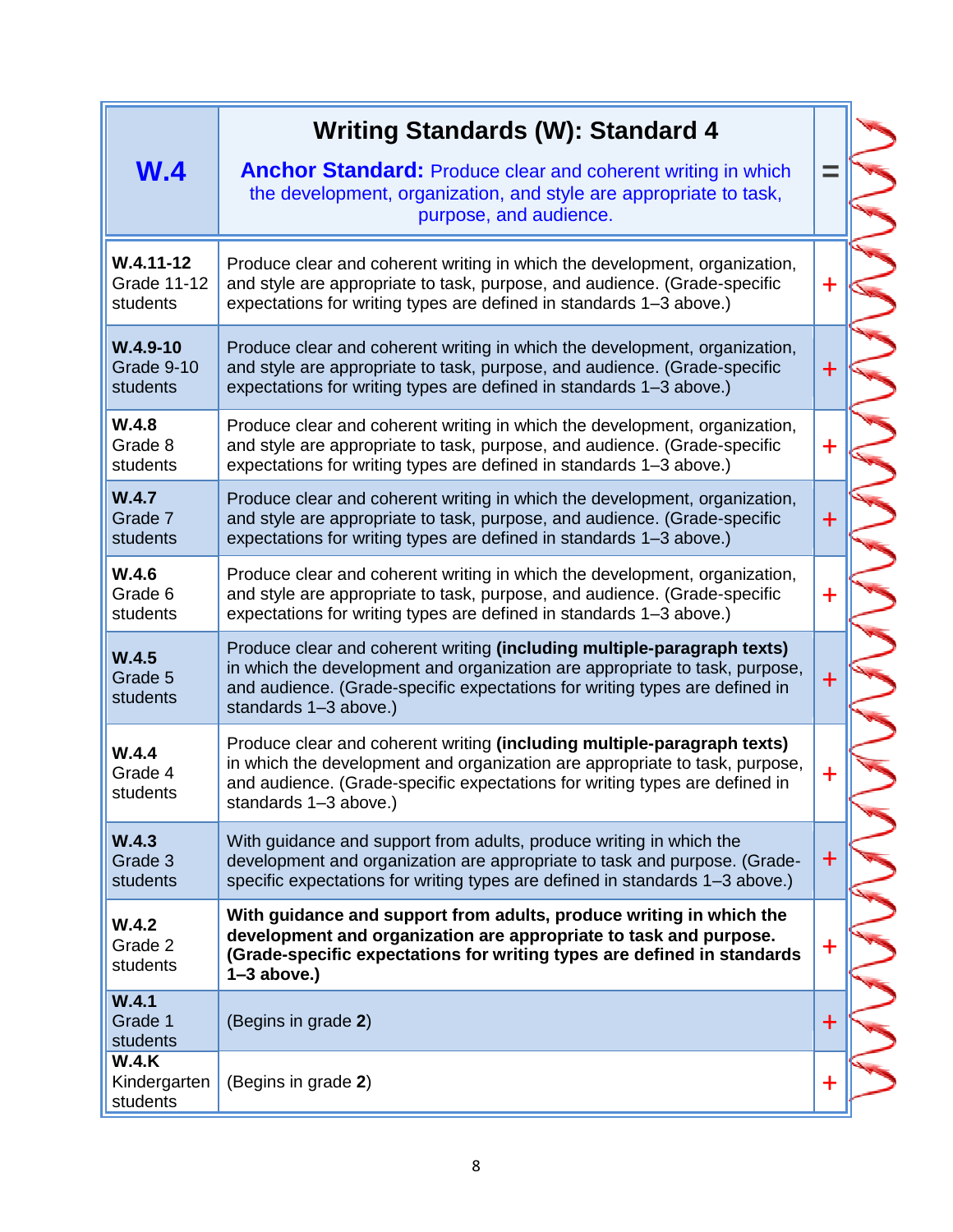| **W.4** | **Writing Standards (W): Standard 4**<br>**Anchor Standard:** Produce clear and coherent writing in which the development, organization, and style are appropriate to task, purpose, and audience. | = |
|---|---|---|
| **W.4.11-12**<br>Grade 11-12 students | Produce clear and coherent writing in which the development, organization, and style are appropriate to task, purpose, and audience. (Grade-specific expectations for writing types are defined in standards 1–3 above.) | + |
| **W.4.9-10**<br>Grade 9-10 students | Produce clear and coherent writing in which the development, organization, and style are appropriate to task, purpose, and audience. (Grade-specific expectations for writing types are defined in standards 1–3 above.) | + |
| **W.4.8**<br>Grade 8 students | Produce clear and coherent writing in which the development, organization, and style are appropriate to task, purpose, and audience. (Grade-specific expectations for writing types are defined in standards 1–3 above.) | + |
| **W.4.7**<br>Grade 7 students | Produce clear and coherent writing in which the development, organization, and style are appropriate to task, purpose, and audience. (Grade-specific expectations for writing types are defined in standards 1–3 above.) | + |
| **W.4.6**<br>Grade 6 students | Produce clear and coherent writing in which the development, organization, and style are appropriate to task, purpose, and audience. (Grade-specific expectations for writing types are defined in standards 1–3 above.) | + |
| **W.4.5**<br>Grade 5 students | Produce clear and coherent writing **(including multiple-paragraph texts)** in which the development and organization are appropriate to task, purpose, and audience. (Grade-specific expectations for writing types are defined in standards 1–3 above.) | + |
| **W.4.4**<br>Grade 4 students | Produce clear and coherent writing **(including multiple-paragraph texts)** in which the development and organization are appropriate to task, purpose, and audience. (Grade-specific expectations for writing types are defined in standards 1–3 above.) | + |
| **W.4.3**<br>Grade 3 students | With guidance and support from adults, produce writing in which the development and organization are appropriate to task and purpose. (Grade-specific expectations for writing types are defined in standards 1–3 above.) | + |
| **W.4.2**<br>Grade 2 students | **With guidance and support from adults, produce writing in which the development and organization are appropriate to task and purpose. (Grade-specific expectations for writing types are defined in standards 1–3 above.)** | + |
| **W.4.1**<br>Grade 1 students | (Begins in grade **2**) | + |
| **W.4.K**<br>Kindergarten students | (Begins in grade **2**) | + |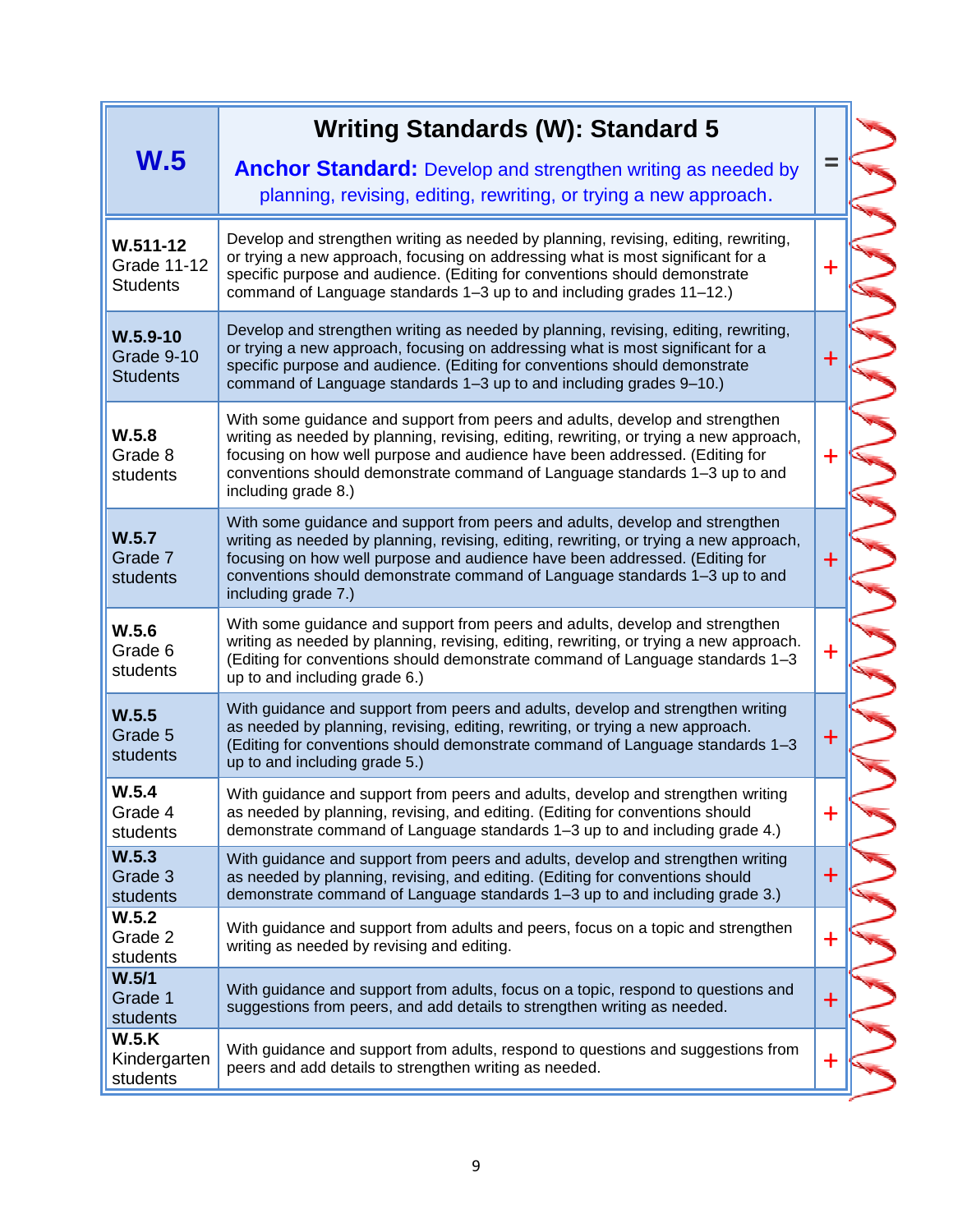| W.5 | **Writing Standards (W): Standard 5**<br>**Anchor Standard:** Develop and strengthen writing as needed by planning, revising, editing, rewriting, or trying a new approach. | = |
|---|---|---|
| **W.511-12** Grade 11-12 Students | Develop and strengthen writing as needed by planning, revising, editing, rewriting, or trying a new approach, focusing on addressing what is most significant for a specific purpose and audience. (Editing for conventions should demonstrate command of Language standards 1–3 up to and including grades 11–12.) | + |
| **W.5.9-10** Grade 9-10 Students | Develop and strengthen writing as needed by planning, revising, editing, rewriting, or trying a new approach, focusing on addressing what is most significant for a specific purpose and audience. (Editing for conventions should demonstrate command of Language standards 1–3 up to and including grades 9–10.) | + |
| **W.5.8** Grade 8 students | With some guidance and support from peers and adults, develop and strengthen writing as needed by planning, revising, editing, rewriting, or trying a new approach, focusing on how well purpose and audience have been addressed. (Editing for conventions should demonstrate command of Language standards 1–3 up to and including grade 8.) | + |
| **W.5.7** Grade 7 students | With some guidance and support from peers and adults, develop and strengthen writing as needed by planning, revising, editing, rewriting, or trying a new approach, focusing on how well purpose and audience have been addressed. (Editing for conventions should demonstrate command of Language standards 1–3 up to and including grade 7.) | + |
| **W.5.6** Grade 6 students | With some guidance and support from peers and adults, develop and strengthen writing as needed by planning, revising, editing, rewriting, or trying a new approach. (Editing for conventions should demonstrate command of Language standards 1–3 up to and including grade 6.) | + |
| **W.5.5** Grade 5 students | With guidance and support from peers and adults, develop and strengthen writing as needed by planning, revising, editing, rewriting, or trying a new approach. (Editing for conventions should demonstrate command of Language standards 1–3 up to and including grade 5.) | + |
| **W.5.4** Grade 4 students | With guidance and support from peers and adults, develop and strengthen writing as needed by planning, revising, and editing. (Editing for conventions should demonstrate command of Language standards 1–3 up to and including grade 4.) | + |
| **W.5.3** Grade 3 students | With guidance and support from peers and adults, develop and strengthen writing as needed by planning, revising, and editing. (Editing for conventions should demonstrate command of Language standards 1–3 up to and including grade 3.) | + |
| **W.5.2** Grade 2 students | With guidance and support from adults and peers, focus on a topic and strengthen writing as needed by revising and editing. | + |
| **W.5/1** Grade 1 students | With guidance and support from adults, focus on a topic, respond to questions and suggestions from peers, and add details to strengthen writing as needed. | + |
| **W.5.K** Kindergarten students | With guidance and support from adults, respond to questions and suggestions from peers and add details to strengthen writing as needed. | + |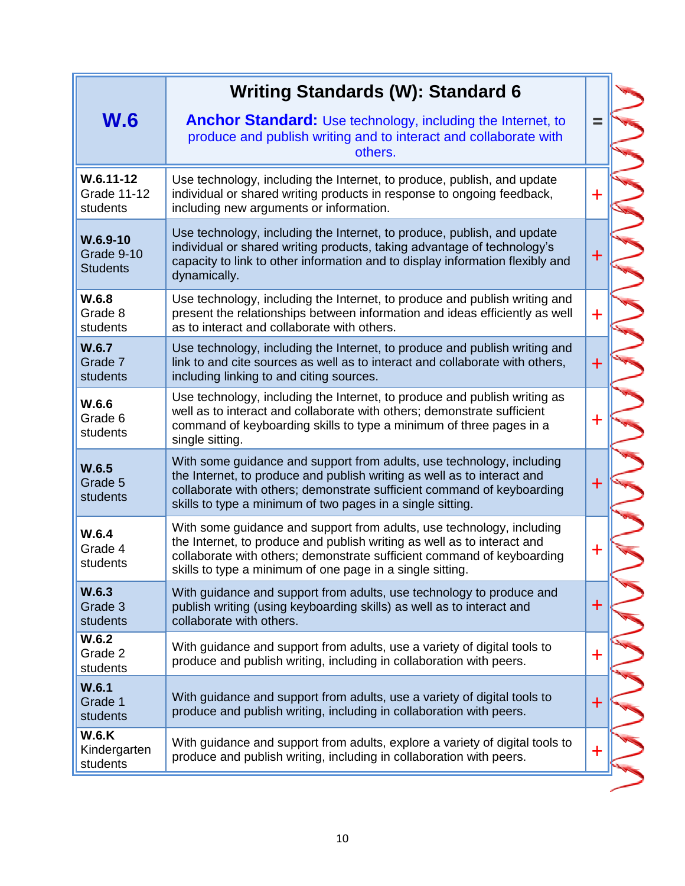| W.6 | Writing Standards (W): Standard 6<br>**Anchor Standard:** Use technology, including the Internet, to produce and publish writing and to interact and collaborate with others. | = |
|---|---|---|
| **W.6.11-12** Grade 11-12 students | Use technology, including the Internet, to produce, publish, and update individual or shared writing products in response to ongoing feedback, including new arguments or information. | + |
| **W.6.9-10** Grade 9-10 Students | Use technology, including the Internet, to produce, publish, and update individual or shared writing products, taking advantage of technology's capacity to link to other information and to display information flexibly and dynamically. | + |
| **W.6.8** Grade 8 students | Use technology, including the Internet, to produce and publish writing and present the relationships between information and ideas efficiently as well as to interact and collaborate with others. | + |
| **W.6.7** Grade 7 students | Use technology, including the Internet, to produce and publish writing and link to and cite sources as well as to interact and collaborate with others, including linking to and citing sources. | + |
| **W.6.6** Grade 6 students | Use technology, including the Internet, to produce and publish writing as well as to interact and collaborate with others; demonstrate sufficient command of keyboarding skills to type a minimum of three pages in a single sitting. | + |
| **W.6.5** Grade 5 students | With some guidance and support from adults, use technology, including the Internet, to produce and publish writing as well as to interact and collaborate with others; demonstrate sufficient command of keyboarding skills to type a minimum of two pages in a single sitting. | + |
| **W.6.4** Grade 4 students | With some guidance and support from adults, use technology, including the Internet, to produce and publish writing as well as to interact and collaborate with others; demonstrate sufficient command of keyboarding skills to type a minimum of one page in a single sitting. | + |
| **W.6.3** Grade 3 students | With guidance and support from adults, use technology to produce and publish writing (using keyboarding skills) as well as to interact and collaborate with others. | + |
| **W.6.2** Grade 2 students | With guidance and support from adults, use a variety of digital tools to produce and publish writing, including in collaboration with peers. | + |
| **W.6.1** Grade 1 students | With guidance and support from adults, use a variety of digital tools to produce and publish writing, including in collaboration with peers. | + |
| **W.6.K** Kindergarten students | With guidance and support from adults, explore a variety of digital tools to produce and publish writing, including in collaboration with peers. | + |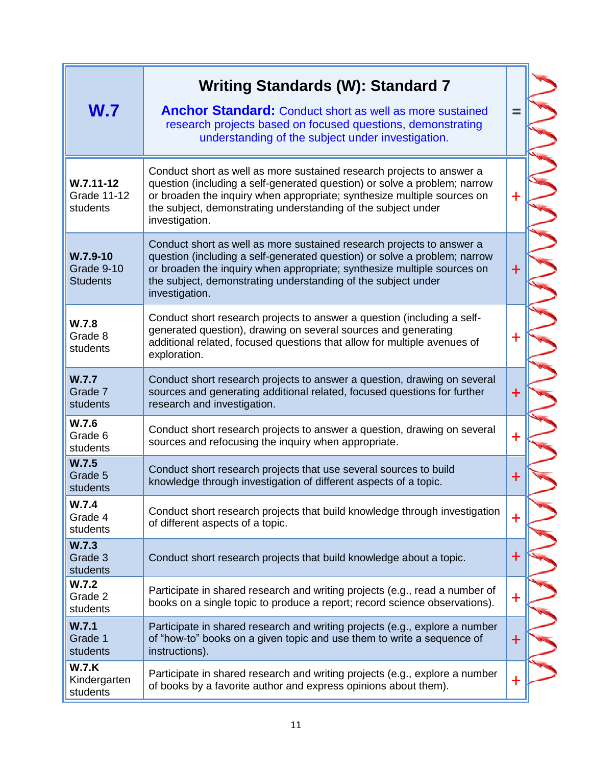| W.7 | **Writing Standards (W): Standard 7**<br>**Anchor Standard:** Conduct short as well as more sustained research projects based on focused questions, demonstrating understanding of the subject under investigation. | = |
|---|---|---|
| **W.7.11-12**<br>Grade 11-12 students | Conduct short as well as more sustained research projects to answer a question (including a self-generated question) or solve a problem; narrow or broaden the inquiry when appropriate; synthesize multiple sources on the subject, demonstrating understanding of the subject under investigation. | + |
| **W.7.9-10**<br>Grade 9-10 Students | Conduct short as well as more sustained research projects to answer a question (including a self-generated question) or solve a problem; narrow or broaden the inquiry when appropriate; synthesize multiple sources on the subject, demonstrating understanding of the subject under investigation. | + |
| **W.7.8**<br>Grade 8 students | Conduct short research projects to answer a question (including a self-generated question), drawing on several sources and generating additional related, focused questions that allow for multiple avenues of exploration. | + |
| **W.7.7**<br>Grade 7 students | Conduct short research projects to answer a question, drawing on several sources and generating additional related, focused questions for further research and investigation. | + |
| **W.7.6**<br>Grade 6 students | Conduct short research projects to answer a question, drawing on several sources and refocusing the inquiry when appropriate. | + |
| **W.7.5**<br>Grade 5 students | Conduct short research projects that use several sources to build knowledge through investigation of different aspects of a topic. | + |
| **W.7.4**<br>Grade 4 students | Conduct short research projects that build knowledge through investigation of different aspects of a topic. | + |
| **W.7.3**<br>Grade 3 students | Conduct short research projects that build knowledge about a topic. | + |
| **W.7.2**<br>Grade 2 students | Participate in shared research and writing projects (e.g., read a number of books on a single topic to produce a report; record science observations). | + |
| **W.7.1**<br>Grade 1 students | Participate in shared research and writing projects (e.g., explore a number of "how-to" books on a given topic and use them to write a sequence of instructions). | + |
| **W.7.K**<br>Kindergarten students | Participate in shared research and writing projects (e.g., explore a number of books by a favorite author and express opinions about them). | + |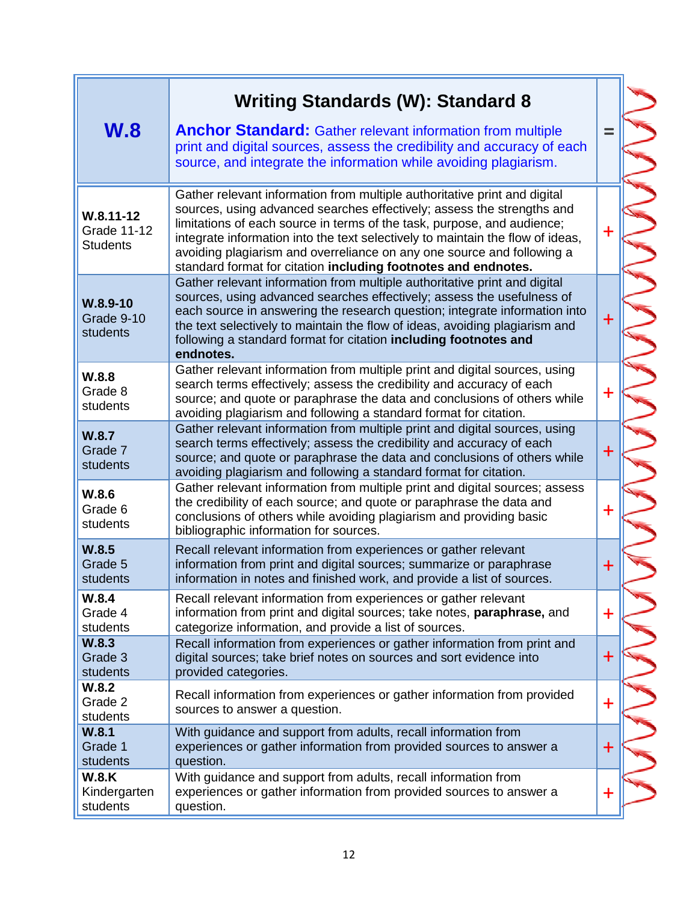| **W.8** | **Writing Standards (W): Standard 8**<br>**Anchor Standard:** Gather relevant information from multiple print and digital sources, assess the credibility and accuracy of each source, and integrate the information while avoiding plagiarism. | = |
|---|---|---|
| **W.8.11-12**<br>Grade 11-12 Students | Gather relevant information from multiple authoritative print and digital sources, using advanced searches effectively; assess the strengths and limitations of each source in terms of the task, purpose, and audience; integrate information into the text selectively to maintain the flow of ideas, avoiding plagiarism and overreliance on any one source and following a standard format for citation **including footnotes and endnotes.** | + |
| **W.8.9-10**<br>Grade 9-10 students | Gather relevant information from multiple authoritative print and digital sources, using advanced searches effectively; assess the usefulness of each source in answering the research question; integrate information into the text selectively to maintain the flow of ideas, avoiding plagiarism and following a standard format for citation **including footnotes and endnotes.** | + |
| **W.8.8**<br>Grade 8 students | Gather relevant information from multiple print and digital sources, using search terms effectively; assess the credibility and accuracy of each source; and quote or paraphrase the data and conclusions of others while avoiding plagiarism and following a standard format for citation. | + |
| **W.8.7**<br>Grade 7 students | Gather relevant information from multiple print and digital sources, using search terms effectively; assess the credibility and accuracy of each source; and quote or paraphrase the data and conclusions of others while avoiding plagiarism and following a standard format for citation. | + |
| **W.8.6**<br>Grade 6 students | Gather relevant information from multiple print and digital sources; assess the credibility of each source; and quote or paraphrase the data and conclusions of others while avoiding plagiarism and providing basic bibliographic information for sources. | + |
| **W.8.5**<br>Grade 5 students | Recall relevant information from experiences or gather relevant information from print and digital sources; summarize or paraphrase information in notes and finished work, and provide a list of sources. | + |
| **W.8.4**<br>Grade 4 students | Recall relevant information from experiences or gather relevant information from print and digital sources; take notes, **paraphrase,** and categorize information, and provide a list of sources. | + |
| **W.8.3**<br>Grade 3 students | Recall information from experiences or gather information from print and digital sources; take brief notes on sources and sort evidence into provided categories. | + |
| **W.8.2**<br>Grade 2 students | Recall information from experiences or gather information from provided sources to answer a question. | + |
| **W.8.1**<br>Grade 1 students | With guidance and support from adults, recall information from experiences or gather information from provided sources to answer a question. | + |
| **W.8.K**<br>Kindergarten students | With guidance and support from adults, recall information from experiences or gather information from provided sources to answer a question. | + |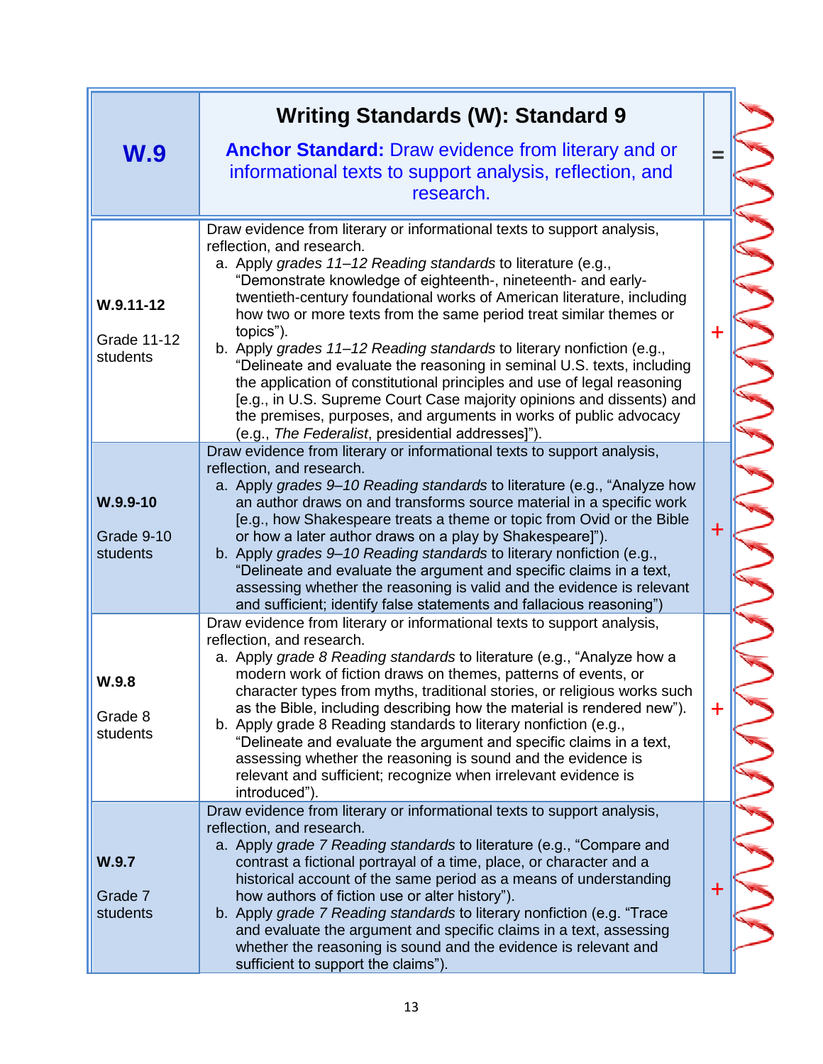| W.9 | **Writing Standards (W): Standard 9** <br> **Anchor Standard:** Draw evidence from literary and or informational texts to support analysis, reflection, and research. | = |
|---|---|---|
| **W.9.11-12** <br><br> Grade 11-12 students | Draw evidence from literary or informational texts to support analysis, reflection, and research. <br> a. Apply *grades 11–12 Reading standards* to literature (e.g., "Demonstrate knowledge of eighteenth-, nineteenth- and early-twentieth-century foundational works of American literature, including how two or more texts from the same period treat similar themes or topics"). <br> b. Apply *grades 11–12 Reading standards* to literary nonfiction (e.g., "Delineate and evaluate the reasoning in seminal U.S. texts, including the application of constitutional principles and use of legal reasoning [e.g., in U.S. Supreme Court Case majority opinions and dissents) and the premises, purposes, and arguments in works of public advocacy (e.g., *The Federalist*, presidential addresses]"). | + |
| **W.9.9-10** <br><br> Grade 9-10 students | Draw evidence from literary or informational texts to support analysis, reflection, and research. <br> a. Apply *grades 9–10 Reading standards* to literature (e.g., "Analyze how an author draws on and transforms source material in a specific work [e.g., how Shakespeare treats a theme or topic from Ovid or the Bible or how a later author draws on a play by Shakespeare]"). <br> b. Apply *grades 9–10 Reading standards* to literary nonfiction (e.g., "Delineate and evaluate the argument and specific claims in a text, assessing whether the reasoning is valid and the evidence is relevant and sufficient; identify false statements and fallacious reasoning") | + |
| **W.9.8** <br><br> Grade 8 students | Draw evidence from literary or informational texts to support analysis, reflection, and research. <br> a. Apply *grade 8 Reading standards* to literature (e.g., "Analyze how a modern work of fiction draws on themes, patterns of events, or character types from myths, traditional stories, or religious works such as the Bible, including describing how the material is rendered new"). <br> b. Apply grade 8 Reading standards to literary nonfiction (e.g., "Delineate and evaluate the argument and specific claims in a text, assessing whether the reasoning is sound and the evidence is relevant and sufficient; recognize when irrelevant evidence is introduced"). | + |
| **W.9.7** <br><br> Grade 7 students | Draw evidence from literary or informational texts to support analysis, reflection, and research. <br> a. Apply *grade 7 Reading standards* to literature (e.g., "Compare and contrast a fictional portrayal of a time, place, or character and a historical account of the same period as a means of understanding how authors of fiction use or alter history"). <br> b. Apply *grade 7 Reading standards* to literary nonfiction (e.g. "Trace and evaluate the argument and specific claims in a text, assessing whether the reasoning is sound and the evidence is relevant and sufficient to support the claims"). | + |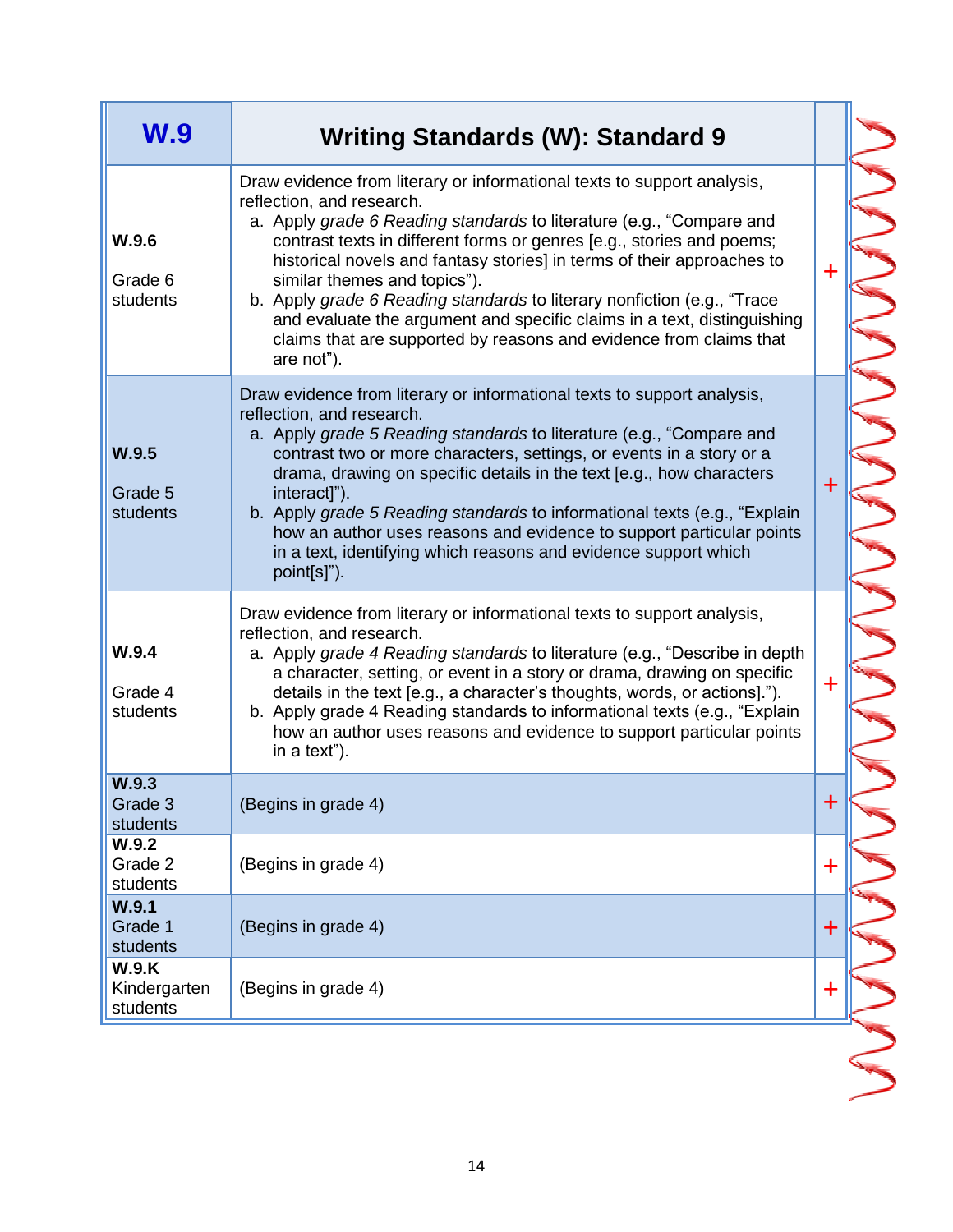| W.9 | Writing Standards (W): Standard 9 | |
|---|---|---|
| **W.9.6** Grade 6 students | Draw evidence from literary or informational texts to support analysis, reflection, and research. a. Apply *grade 6 Reading standards* to literature (e.g., "Compare and contrast texts in different forms or genres [e.g., stories and poems; historical novels and fantasy stories] in terms of their approaches to similar themes and topics"). b. Apply *grade 6 Reading standards* to literary nonfiction (e.g., "Trace and evaluate the argument and specific claims in a text, distinguishing claims that are supported by reasons and evidence from claims that are not"). | + |
| **W.9.5** Grade 5 students | Draw evidence from literary or informational texts to support analysis, reflection, and research. a. Apply *grade 5 Reading standards* to literature (e.g., "Compare and contrast two or more characters, settings, or events in a story or a drama, drawing on specific details in the text [e.g., how characters interact]"). b. Apply *grade 5 Reading standards* to informational texts (e.g., "Explain how an author uses reasons and evidence to support particular points in a text, identifying which reasons and evidence support which point[s]"). | + |
| **W.9.4** Grade 4 students | Draw evidence from literary or informational texts to support analysis, reflection, and research. a. Apply *grade 4 Reading standards* to literature (e.g., "Describe in depth a character, setting, or event in a story or drama, drawing on specific details in the text [e.g., a character's thoughts, words, or actions]."). b. Apply grade 4 Reading standards to informational texts (e.g., "Explain how an author uses reasons and evidence to support particular points in a text"). | + |
| **W.9.3** Grade 3 students | (Begins in grade 4) | + |
| **W.9.2** Grade 2 students | (Begins in grade 4) | + |
| **W.9.1** Grade 1 students | (Begins in grade 4) | + |
| **W.9.K** Kindergarten students | (Begins in grade 4) | + |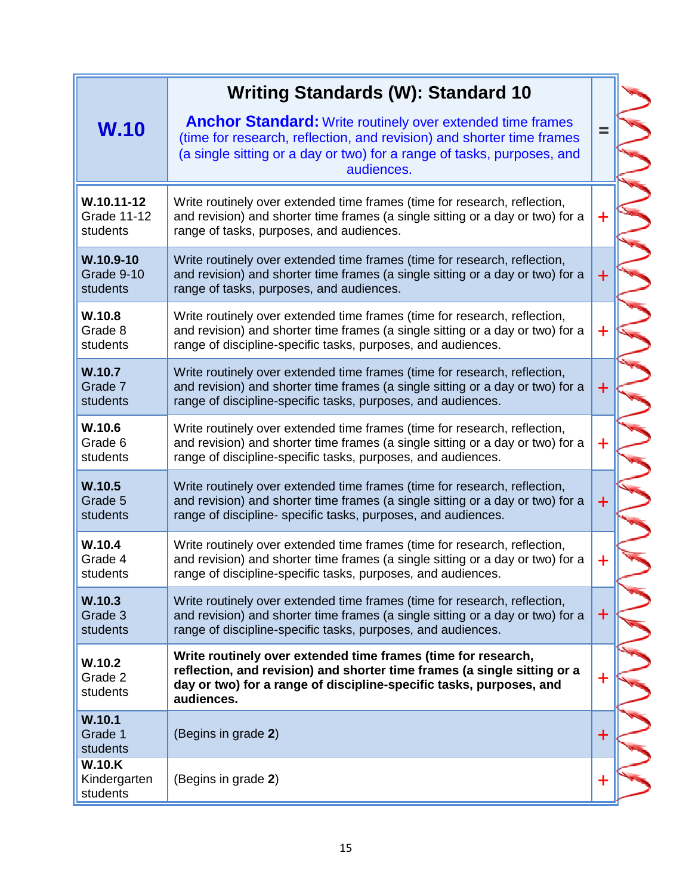| W.10 | **Writing Standards (W): Standard 10**<br>**Anchor Standard:** Write routinely over extended time frames (time for research, reflection, and revision) and shorter time frames (a single sitting or a day or two) for a range of tasks, purposes, and audiences. | = |
|---|---|---|
| **W.10.11-12** Grade 11-12 students | Write routinely over extended time frames (time for research, reflection, and revision) and shorter time frames (a single sitting or a day or two) for a range of tasks, purposes, and audiences. | + |
| **W.10.9-10** Grade 9-10 students | Write routinely over extended time frames (time for research, reflection, and revision) and shorter time frames (a single sitting or a day or two) for a range of tasks, purposes, and audiences. | + |
| **W.10.8** Grade 8 students | Write routinely over extended time frames (time for research, reflection, and revision) and shorter time frames (a single sitting or a day or two) for a range of discipline-specific tasks, purposes, and audiences. | + |
| **W.10.7** Grade 7 students | Write routinely over extended time frames (time for research, reflection, and revision) and shorter time frames (a single sitting or a day or two) for a range of discipline-specific tasks, purposes, and audiences. | + |
| **W.10.6** Grade 6 students | Write routinely over extended time frames (time for research, reflection, and revision) and shorter time frames (a single sitting or a day or two) for a range of discipline-specific tasks, purposes, and audiences. | + |
| **W.10.5** Grade 5 students | Write routinely over extended time frames (time for research, reflection, and revision) and shorter time frames (a single sitting or a day or two) for a range of discipline- specific tasks, purposes, and audiences. | + |
| **W.10.4** Grade 4 students | Write routinely over extended time frames (time for research, reflection, and revision) and shorter time frames (a single sitting or a day or two) for a range of discipline-specific tasks, purposes, and audiences. | + |
| **W.10.3** Grade 3 students | Write routinely over extended time frames (time for research, reflection, and revision) and shorter time frames (a single sitting or a day or two) for a range of discipline-specific tasks, purposes, and audiences. | + |
| **W.10.2** Grade 2 students | **Write routinely over extended time frames (time for research, reflection, and revision) and shorter time frames (a single sitting or a day or two) for a range of discipline-specific tasks, purposes, and audiences.** | + |
| **W.10.1** Grade 1 students | (Begins in grade **2**) | + |
| **W.10.K** Kindergarten students | (Begins in grade **2**) | + |